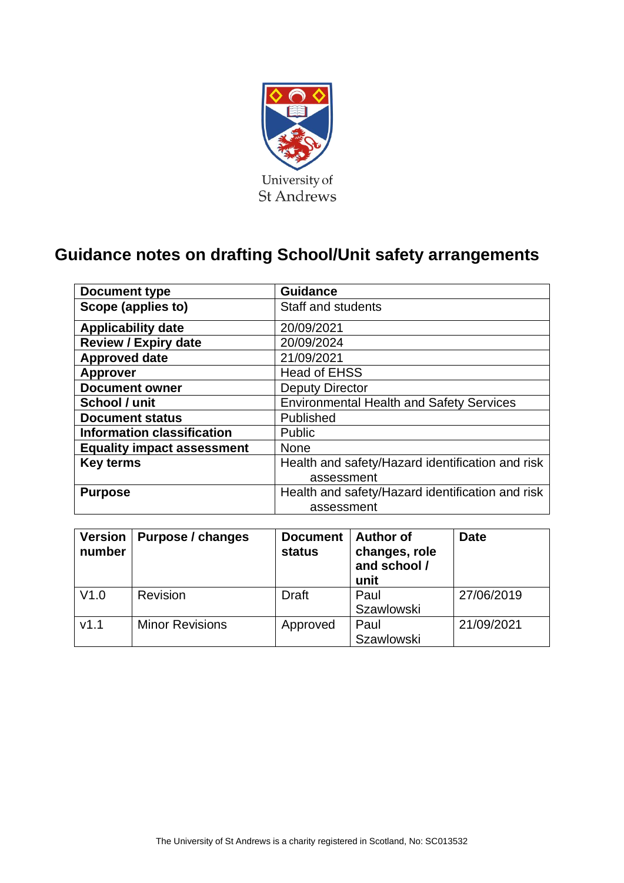University of St Andrews

# Guidance notes on drafting School/Unit safety arrangements

| Document type | Guidance |
|---|---|
| Scope (applies to) | Staff and students |
| Applicability date | 20/09/2021 |
| Review / Expiry date | 20/09/2024 |
| Approved date | 21/09/2021 |
| Approver | Head of EHSS |
| Document owner | Deputy Director |
| School / unit | Environmental Health and Safety Services |
| Document status | Published |
| Information classification | Public |
| Equality impact assessment | None |
| Key terms | Health and safety/Hazard identification and risk assessment |
| Purpose | Health and safety/Hazard identification and risk assessment |

| Version number | Purpose / changes | Document status | Author of changes, role and school / unit | Date |
|---|---|---|---|---|
| V1.0 | Revision | Draft | Paul Szawlowski | 27/06/2019 |
| v1.1 | Minor Revisions | Approved | Paul Szawlowski | 21/09/2021 |

The University of St Andrews is a charity registered in Scotland, No: SC013532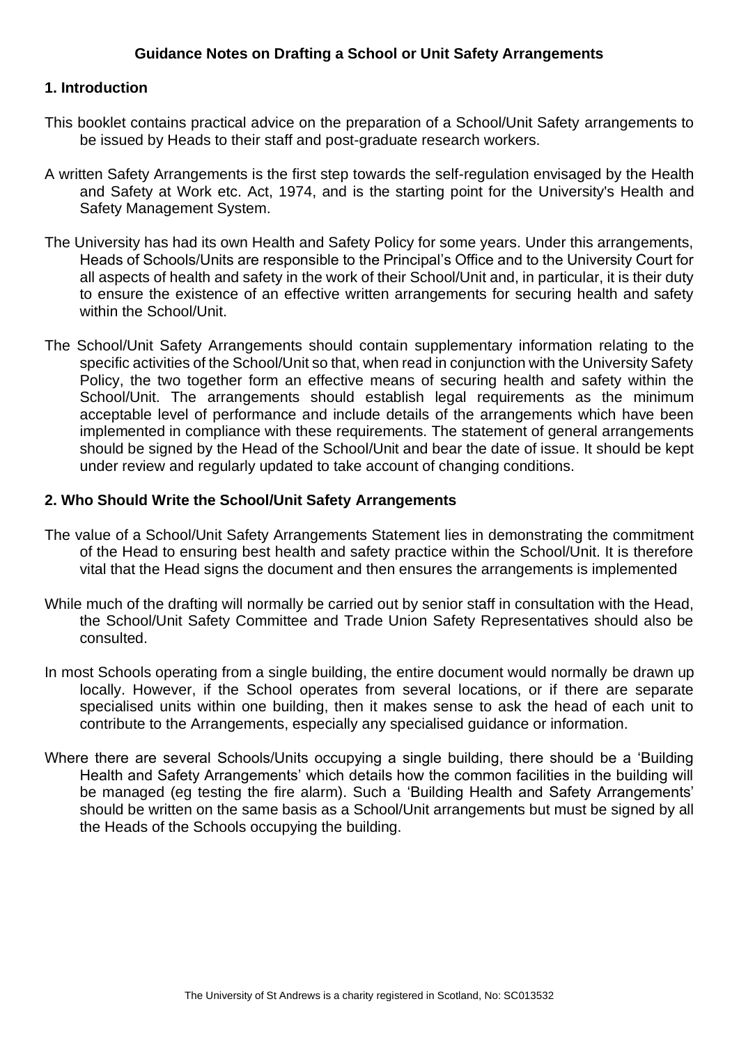**Guidance Notes on Drafting a School or Unit Safety Arrangements**

## 1. Introduction

This booklet contains practical advice on the preparation of a School/Unit Safety arrangements to be issued by Heads to their staff and post-graduate research workers.

A written Safety Arrangements is the first step towards the self-regulation envisaged by the Health and Safety at Work etc. Act, 1974, and is the starting point for the University's Health and Safety Management System.

The University has had its own Health and Safety Policy for some years. Under this arrangements, Heads of Schools/Units are responsible to the Principal's Office and to the University Court for all aspects of health and safety in the work of their School/Unit and, in particular, it is their duty to ensure the existence of an effective written arrangements for securing health and safety within the School/Unit.

The School/Unit Safety Arrangements should contain supplementary information relating to the specific activities of the School/Unit so that, when read in conjunction with the University Safety Policy, the two together form an effective means of securing health and safety within the School/Unit. The arrangements should establish legal requirements as the minimum acceptable level of performance and include details of the arrangements which have been implemented in compliance with these requirements. The statement of general arrangements should be signed by the Head of the School/Unit and bear the date of issue. It should be kept under review and regularly updated to take account of changing conditions.

## 2. Who Should Write the School/Unit Safety Arrangements

The value of a School/Unit Safety Arrangements Statement lies in demonstrating the commitment of the Head to ensuring best health and safety practice within the School/Unit. It is therefore vital that the Head signs the document and then ensures the arrangements is implemented

While much of the drafting will normally be carried out by senior staff in consultation with the Head, the School/Unit Safety Committee and Trade Union Safety Representatives should also be consulted.

In most Schools operating from a single building, the entire document would normally be drawn up locally. However, if the School operates from several locations, or if there are separate specialised units within one building, then it makes sense to ask the head of each unit to contribute to the Arrangements, especially any specialised guidance or information.

Where there are several Schools/Units occupying a single building, there should be a 'Building Health and Safety Arrangements' which details how the common facilities in the building will be managed (eg testing the fire alarm). Such a 'Building Health and Safety Arrangements' should be written on the same basis as a School/Unit arrangements but must be signed by all the Heads of the Schools occupying the building.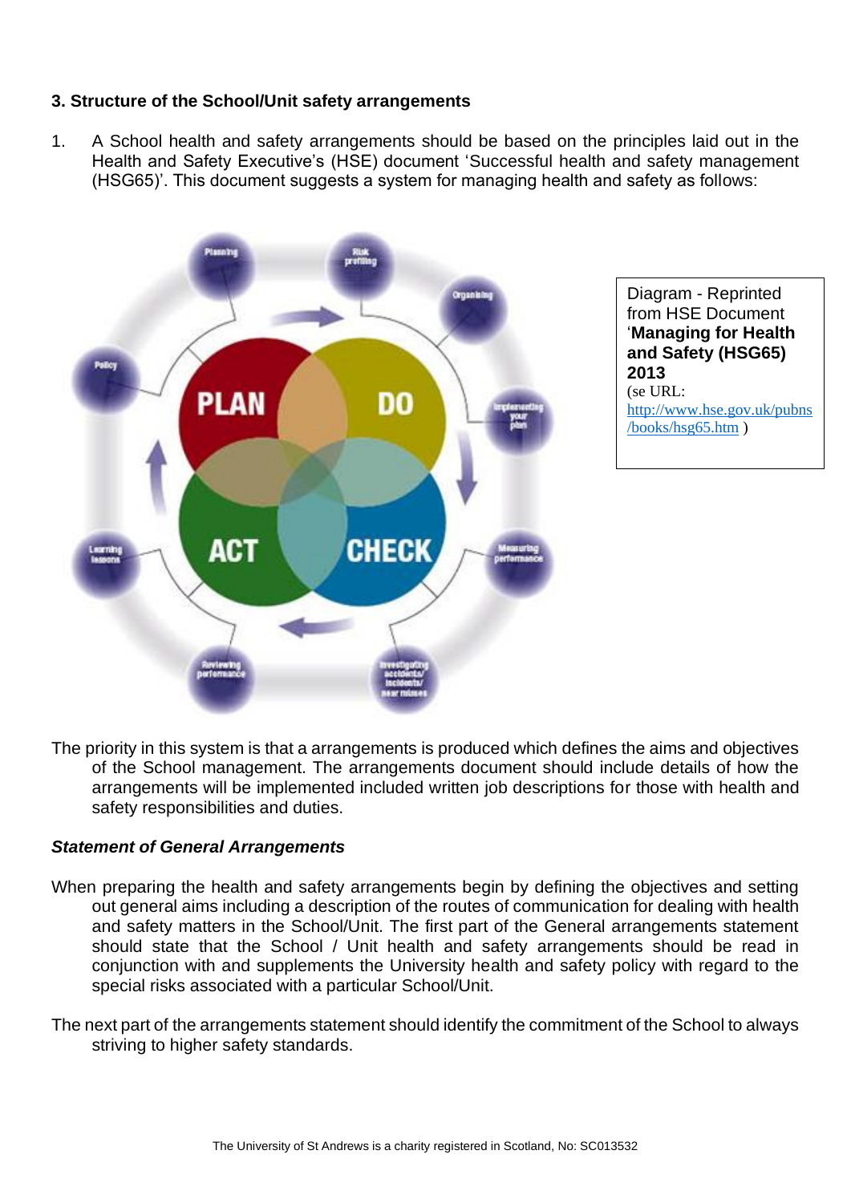### 3. Structure of the School/Unit safety arrangements

1. A School health and safety arrangements should be based on the principles laid out in the Health and Safety Executive's (HSE) document 'Successful health and safety management (HSG65)'. This document suggests a system for managing health and safety as follows:

Diagram - Reprinted from HSE Document '**Managing for Health and Safety (HSG65) 2013** (se URL: http://www.hse.gov.uk/pubns/books/hsg65.htm )

The priority in this system is that a arrangements is produced which defines the aims and objectives of the School management. The arrangements document should include details of how the arrangements will be implemented included written job descriptions for those with health and safety responsibilities and duties.

***Statement of General Arrangements***

When preparing the health and safety arrangements begin by defining the objectives and setting out general aims including a description of the routes of communication for dealing with health and safety matters in the School/Unit. The first part of the General arrangements statement should state that the School / Unit health and safety arrangements should be read in conjunction with and supplements the University health and safety policy with regard to the special risks associated with a particular School/Unit.

The next part of the arrangements statement should identify the commitment of the School to always striving to higher safety standards.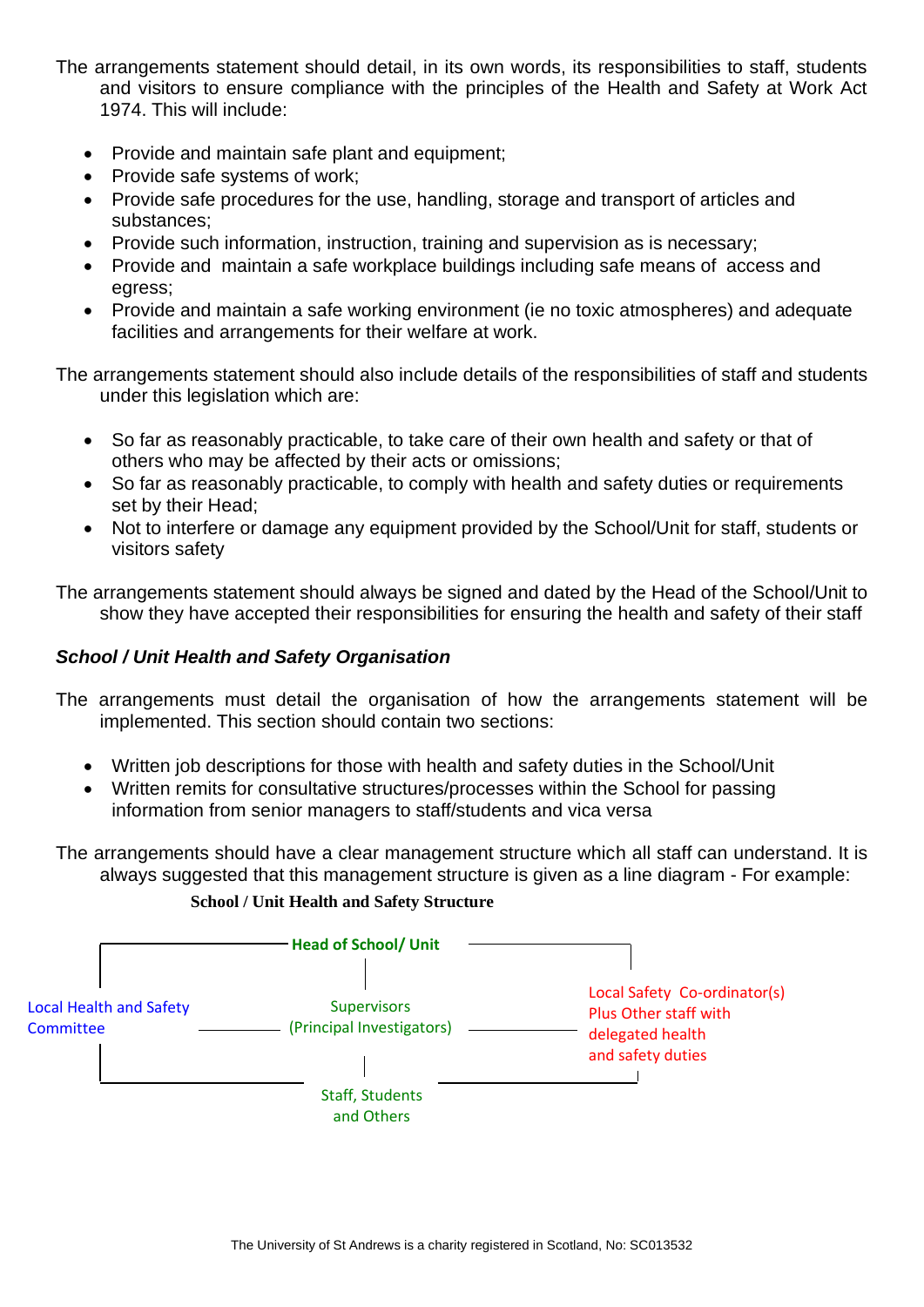The arrangements statement should detail, in its own words, its responsibilities to staff, students and visitors to ensure compliance with the principles of the Health and Safety at Work Act 1974. This will include:

- Provide and maintain safe plant and equipment;
- Provide safe systems of work;
- Provide safe procedures for the use, handling, storage and transport of articles and substances;
- Provide such information, instruction, training and supervision as is necessary;
- Provide and maintain a safe workplace buildings including safe means of access and egress;
- Provide and maintain a safe working environment (ie no toxic atmospheres) and adequate facilities and arrangements for their welfare at work.

The arrangements statement should also include details of the responsibilities of staff and students under this legislation which are:

- So far as reasonably practicable, to take care of their own health and safety or that of others who may be affected by their acts or omissions;
- So far as reasonably practicable, to comply with health and safety duties or requirements set by their Head;
- Not to interfere or damage any equipment provided by the School/Unit for staff, students or visitors safety

The arrangements statement should always be signed and dated by the Head of the School/Unit to show they have accepted their responsibilities for ensuring the health and safety of their staff

***School / Unit Health and Safety Organisation***

The arrangements must detail the organisation of how the arrangements statement will be implemented. This section should contain two sections:

- Written job descriptions for those with health and safety duties in the School/Unit
- Written remits for consultative structures/processes within the School for passing information from senior managers to staff/students and vica versa

The arrangements should have a clear management structure which all staff can understand. It is always suggested that this management structure is given as a line diagram - For example:

**School / Unit Health and Safety Structure**

Head of School/ Unit

Local Health and Safety Committee — Supervisors (Principal Investigators) — Local Safety Co-ordinator(s) Plus Other staff with delegated health and safety duties

Staff, Students and Others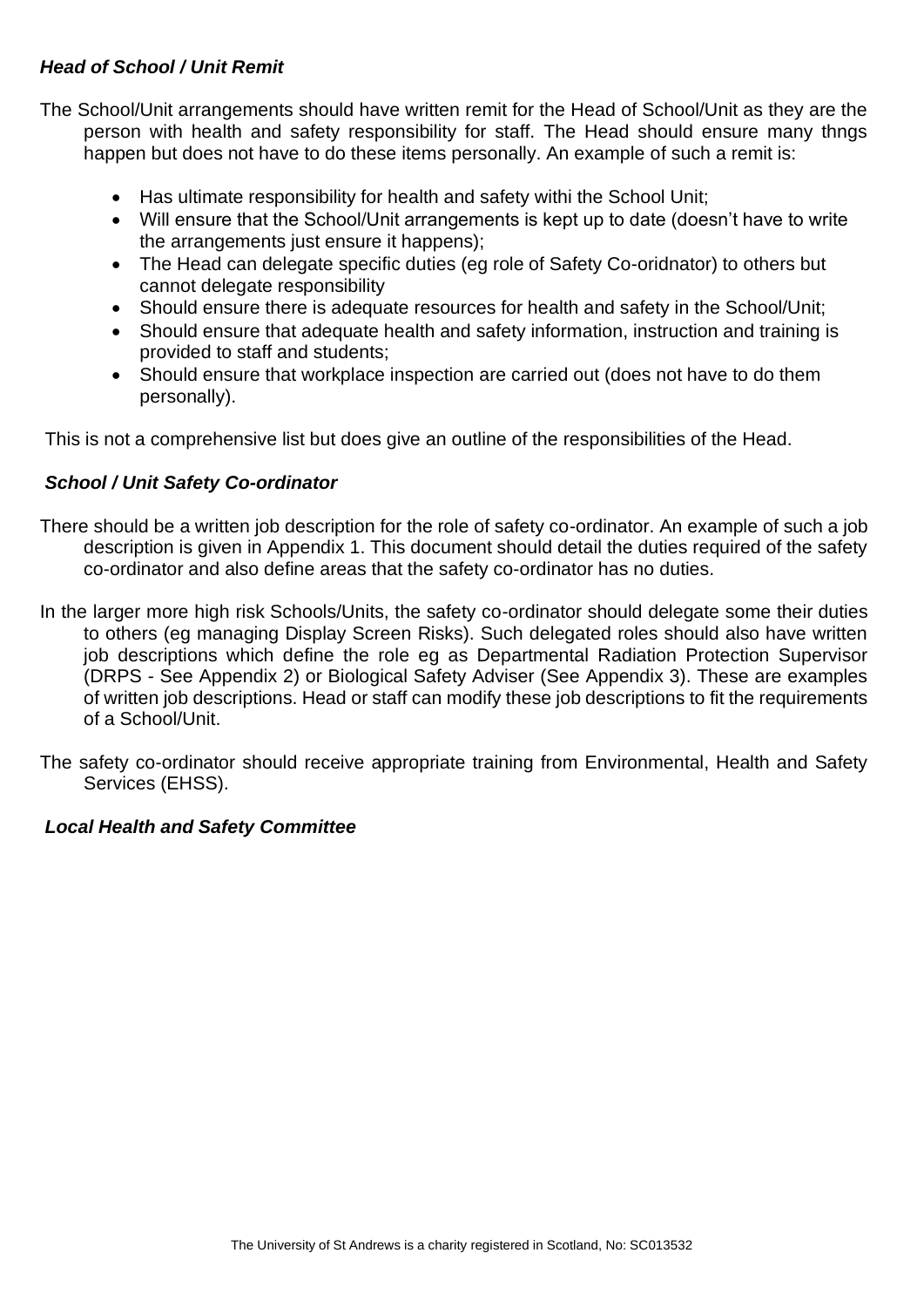### *Head of School / Unit Remit*

The School/Unit arrangements should have written remit for the Head of School/Unit as they are the person with health and safety responsibility for staff. The Head should ensure many thngs happen but does not have to do these items personally. An example of such a remit is:

- Has ultimate responsibility for health and safety withi the School Unit;
- Will ensure that the School/Unit arrangements is kept up to date (doesn't have to write the arrangements just ensure it happens);
- The Head can delegate specific duties (eg role of Safety Co-oridnator) to others but cannot delegate responsibility
- Should ensure there is adequate resources for health and safety in the School/Unit;
- Should ensure that adequate health and safety information, instruction and training is provided to staff and students;
- Should ensure that workplace inspection are carried out (does not have to do them personally).

This is not a comprehensive list but does give an outline of the responsibilities of the Head.

### *School / Unit Safety Co-ordinator*

There should be a written job description for the role of safety co-ordinator. An example of such a job description is given in Appendix 1. This document should detail the duties required of the safety co-ordinator and also define areas that the safety co-ordinator has no duties.

In the larger more high risk Schools/Units, the safety co-ordinator should delegate some their duties to others (eg managing Display Screen Risks). Such delegated roles should also have written job descriptions which define the role eg as Departmental Radiation Protection Supervisor (DRPS - See Appendix 2) or Biological Safety Adviser (See Appendix 3). These are examples of written job descriptions. Head or staff can modify these job descriptions to fit the requirements of a School/Unit.

The safety co-ordinator should receive appropriate training from Environmental, Health and Safety Services (EHSS).

### *Local Health and Safety Committee*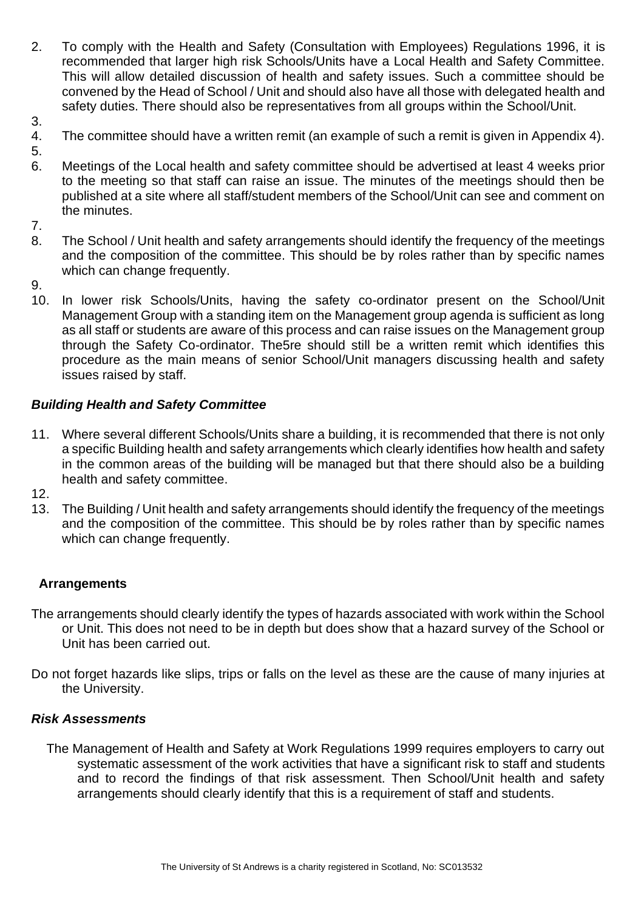2. To comply with the Health and Safety (Consultation with Employees) Regulations 1996, it is recommended that larger high risk Schools/Units have a Local Health and Safety Committee. This will allow detailed discussion of health and safety issues. Such a committee should be convened by the Head of School / Unit and should also have all those with delegated health and safety duties. There should also be representatives from all groups within the School/Unit.
3. 
4. The committee should have a written remit (an example of such a remit is given in Appendix 4).
5. 
6. Meetings of the Local health and safety committee should be advertised at least 4 weeks prior to the meeting so that staff can raise an issue. The minutes of the meetings should then be published at a site where all staff/student members of the School/Unit can see and comment on the minutes.
7. 
8. The School / Unit health and safety arrangements should identify the frequency of the meetings and the composition of the committee. This should be by roles rather than by specific names which can change frequently.
9. 
10. In lower risk Schools/Units, having the safety co-ordinator present on the School/Unit Management Group with a standing item on the Management group agenda is sufficient as long as all staff or students are aware of this process and can raise issues on the Management group through the Safety Co-ordinator. The5re should still be a written remit which identifies this procedure as the main means of senior School/Unit managers discussing health and safety issues raised by staff.

### *Building Health and Safety Committee*

11. Where several different Schools/Units share a building, it is recommended that there is not only a specific Building health and safety arrangements which clearly identifies how health and safety in the common areas of the building will be managed but that there should also be a building health and safety committee.
12. 
13. The Building / Unit health and safety arrangements should identify the frequency of the meetings and the composition of the committee. This should be by roles rather than by specific names which can change frequently.

## Arrangements

The arrangements should clearly identify the types of hazards associated with work within the School or Unit. This does not need to be in depth but does show that a hazard survey of the School or Unit has been carried out.

Do not forget hazards like slips, trips or falls on the level as these are the cause of many injuries at the University.

### *Risk Assessments*

The Management of Health and Safety at Work Regulations 1999 requires employers to carry out systematic assessment of the work activities that have a significant risk to staff and students and to record the findings of that risk assessment. Then School/Unit health and safety arrangements should clearly identify that this is a requirement of staff and students.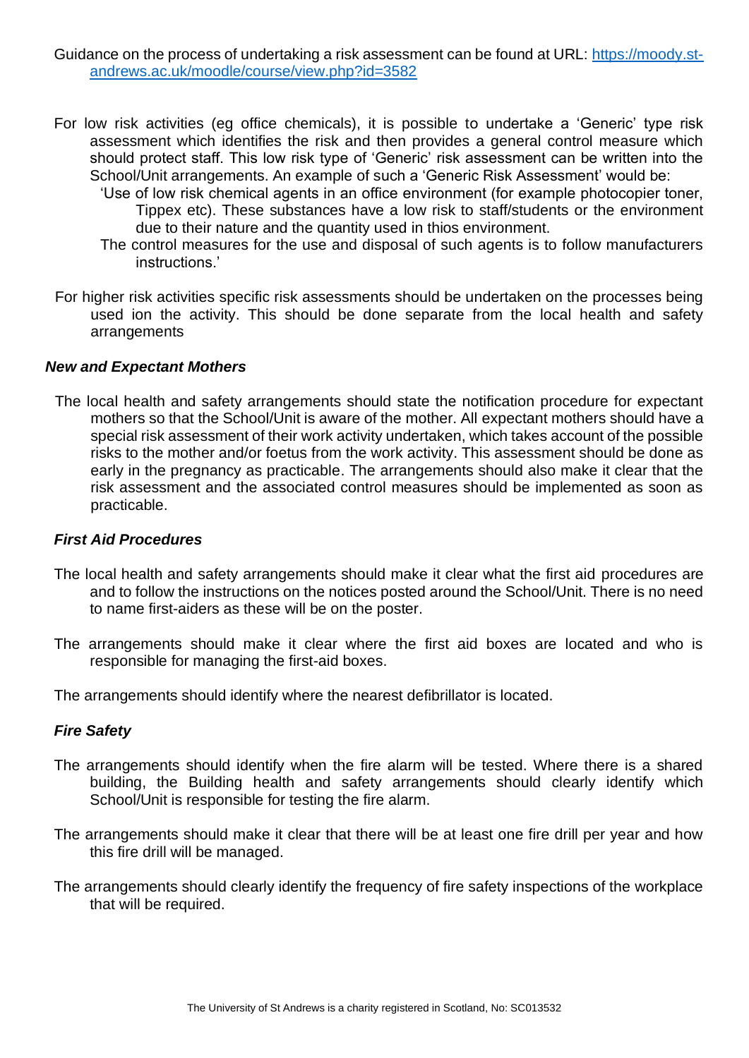Guidance on the process of undertaking a risk assessment can be found at URL: [https://moody.st-andrews.ac.uk/moodle/course/view.php?id=3582](https://moody.st-andrews.ac.uk/moodle/course/view.php?id=3582)

For low risk activities (eg office chemicals), it is possible to undertake a 'Generic' type risk assessment which identifies the risk and then provides a general control measure which should protect staff. This low risk type of 'Generic' risk assessment can be written into the School/Unit arrangements. An example of such a 'Generic Risk Assessment' would be:

> 'Use of low risk chemical agents in an office environment (for example photocopier toner, Tippex etc). These substances have a low risk to staff/students or the environment due to their nature and the quantity used in thios environment.
>
> The control measures for the use and disposal of such agents is to follow manufacturers instructions.'

For higher risk activities specific risk assessments should be undertaken on the processes being used ion the activity. This should be done separate from the local health and safety arrangements

### *New and Expectant Mothers*

The local health and safety arrangements should state the notification procedure for expectant mothers so that the School/Unit is aware of the mother. All expectant mothers should have a special risk assessment of their work activity undertaken, which takes account of the possible risks to the mother and/or foetus from the work activity. This assessment should be done as early in the pregnancy as practicable. The arrangements should also make it clear that the risk assessment and the associated control measures should be implemented as soon as practicable.

### *First Aid Procedures*

The local health and safety arrangements should make it clear what the first aid procedures are and to follow the instructions on the notices posted around the School/Unit. There is no need to name first-aiders as these will be on the poster.

The arrangements should make it clear where the first aid boxes are located and who is responsible for managing the first-aid boxes.

The arrangements should identify where the nearest defibrillator is located.

### *Fire Safety*

The arrangements should identify when the fire alarm will be tested. Where there is a shared building, the Building health and safety arrangements should clearly identify which School/Unit is responsible for testing the fire alarm.

The arrangements should make it clear that there will be at least one fire drill per year and how this fire drill will be managed.

The arrangements should clearly identify the frequency of fire safety inspections of the workplace that will be required.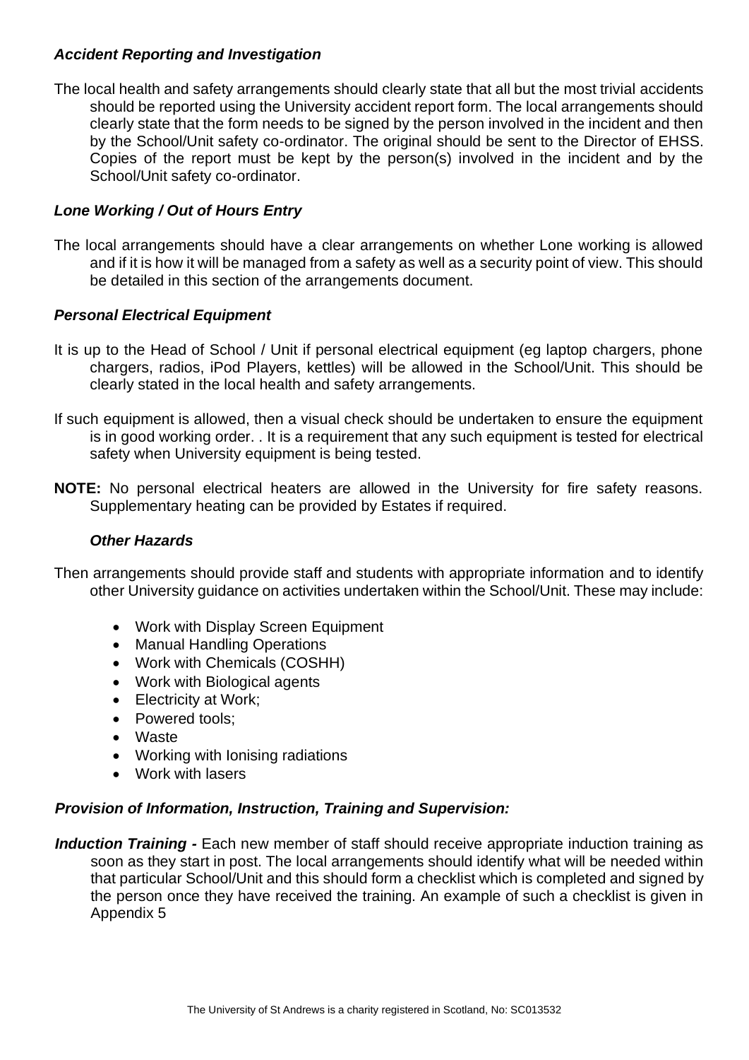***Accident Reporting and Investigation***

The local health and safety arrangements should clearly state that all but the most trivial accidents should be reported using the University accident report form. The local arrangements should clearly state that the form needs to be signed by the person involved in the incident and then by the School/Unit safety co-ordinator. The original should be sent to the Director of EHSS. Copies of the report must be kept by the person(s) involved in the incident and by the School/Unit safety co-ordinator.

***Lone Working / Out of Hours Entry***

The local arrangements should have a clear arrangements on whether Lone working is allowed and if it is how it will be managed from a safety as well as a security point of view. This should be detailed in this section of the arrangements document.

***Personal Electrical Equipment***

It is up to the Head of School / Unit if personal electrical equipment (eg laptop chargers, phone chargers, radios, iPod Players, kettles) will be allowed in the School/Unit. This should be clearly stated in the local health and safety arrangements.

If such equipment is allowed, then a visual check should be undertaken to ensure the equipment is in good working order. . It is a requirement that any such equipment is tested for electrical safety when University equipment is being tested.

**NOTE:** No personal electrical heaters are allowed in the University for fire safety reasons. Supplementary heating can be provided by Estates if required.

***Other Hazards***

Then arrangements should provide staff and students with appropriate information and to identify other University guidance on activities undertaken within the School/Unit. These may include:

- Work with Display Screen Equipment
- Manual Handling Operations
- Work with Chemicals (COSHH)
- Work with Biological agents
- Electricity at Work;
- Powered tools;
- Waste
- Working with Ionising radiations
- Work with lasers

***Provision of Information, Instruction, Training and Supervision:***

***Induction Training -*** Each new member of staff should receive appropriate induction training as soon as they start in post. The local arrangements should identify what will be needed within that particular School/Unit and this should form a checklist which is completed and signed by the person once they have received the training. An example of such a checklist is given in Appendix 5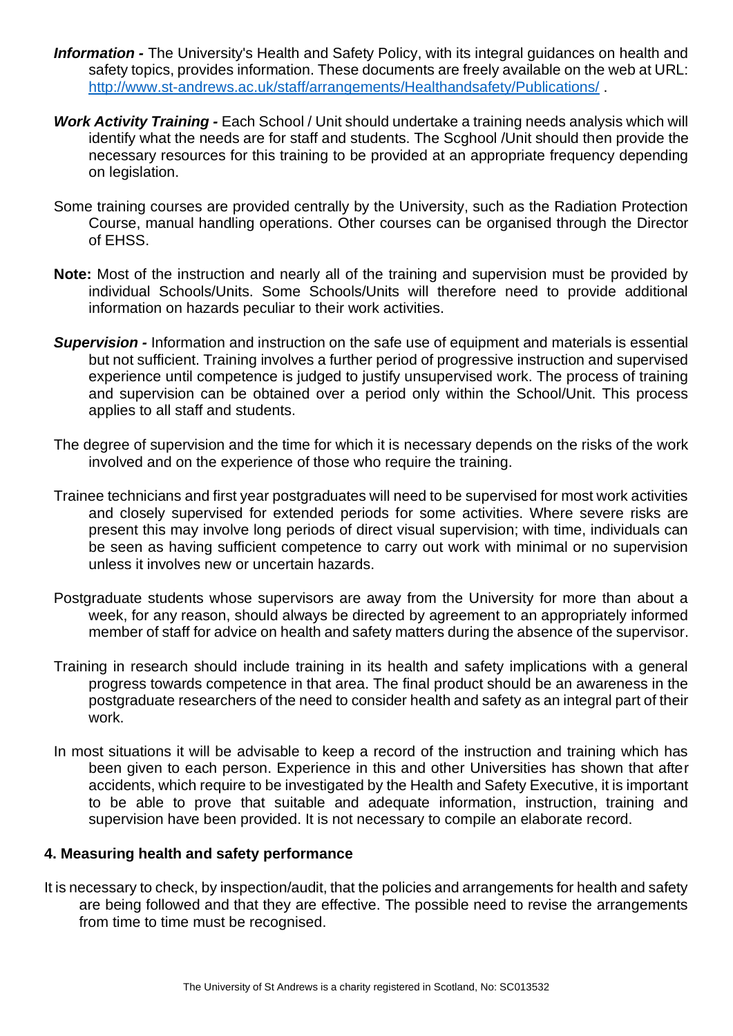***Information -*** The University's Health and Safety Policy, with its integral guidances on health and safety topics, provides information. These documents are freely available on the web at URL: [http://www.st-andrews.ac.uk/staff/arrangements/Healthandsafety/Publications/](http://www.st-andrews.ac.uk/staff/arrangements/Healthandsafety/Publications/) .

***Work Activity Training -*** Each School / Unit should undertake a training needs analysis which will identify what the needs are for staff and students. The Scghool /Unit should then provide the necessary resources for this training to be provided at an appropriate frequency depending on legislation.

Some training courses are provided centrally by the University, such as the Radiation Protection Course, manual handling operations. Other courses can be organised through the Director of EHSS.

**Note:** Most of the instruction and nearly all of the training and supervision must be provided by individual Schools/Units. Some Schools/Units will therefore need to provide additional information on hazards peculiar to their work activities.

***Supervision -*** Information and instruction on the safe use of equipment and materials is essential but not sufficient. Training involves a further period of progressive instruction and supervised experience until competence is judged to justify unsupervised work. The process of training and supervision can be obtained over a period only within the School/Unit. This process applies to all staff and students.

The degree of supervision and the time for which it is necessary depends on the risks of the work involved and on the experience of those who require the training.

Trainee technicians and first year postgraduates will need to be supervised for most work activities and closely supervised for extended periods for some activities. Where severe risks are present this may involve long periods of direct visual supervision; with time, individuals can be seen as having sufficient competence to carry out work with minimal or no supervision unless it involves new or uncertain hazards.

Postgraduate students whose supervisors are away from the University for more than about a week, for any reason, should always be directed by agreement to an appropriately informed member of staff for advice on health and safety matters during the absence of the supervisor.

Training in research should include training in its health and safety implications with a general progress towards competence in that area. The final product should be an awareness in the postgraduate researchers of the need to consider health and safety as an integral part of their work.

In most situations it will be advisable to keep a record of the instruction and training which has been given to each person. Experience in this and other Universities has shown that after accidents, which require to be investigated by the Health and Safety Executive, it is important to be able to prove that suitable and adequate information, instruction, training and supervision have been provided. It is not necessary to compile an elaborate record.

## 4. Measuring health and safety performance

It is necessary to check, by inspection/audit, that the policies and arrangements for health and safety are being followed and that they are effective. The possible need to revise the arrangements from time to time must be recognised.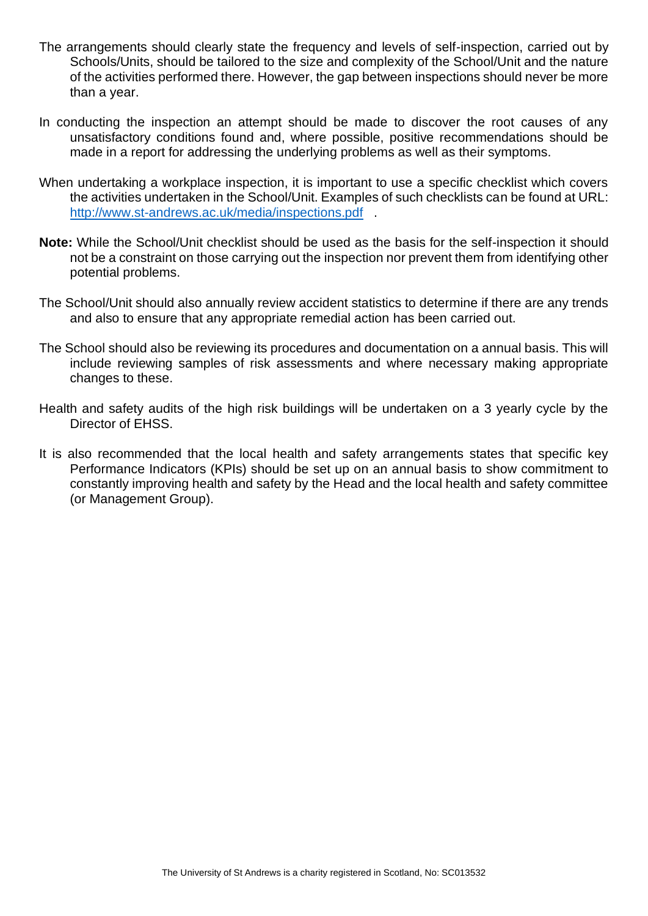The arrangements should clearly state the frequency and levels of self-inspection, carried out by Schools/Units, should be tailored to the size and complexity of the School/Unit and the nature of the activities performed there. However, the gap between inspections should never be more than a year.

In conducting the inspection an attempt should be made to discover the root causes of any unsatisfactory conditions found and, where possible, positive recommendations should be made in a report for addressing the underlying problems as well as their symptoms.

When undertaking a workplace inspection, it is important to use a specific checklist which covers the activities undertaken in the School/Unit. Examples of such checklists can be found at URL: [http://www.st-andrews.ac.uk/media/inspections.pdf](http://www.st-andrews.ac.uk/media/inspections.pdf) .

**Note:** While the School/Unit checklist should be used as the basis for the self-inspection it should not be a constraint on those carrying out the inspection nor prevent them from identifying other potential problems.

The School/Unit should also annually review accident statistics to determine if there are any trends and also to ensure that any appropriate remedial action has been carried out.

The School should also be reviewing its procedures and documentation on a annual basis. This will include reviewing samples of risk assessments and where necessary making appropriate changes to these.

Health and safety audits of the high risk buildings will be undertaken on a 3 yearly cycle by the Director of EHSS.

It is also recommended that the local health and safety arrangements states that specific key Performance Indicators (KPIs) should be set up on an annual basis to show commitment to constantly improving health and safety by the Head and the local health and safety committee (or Management Group).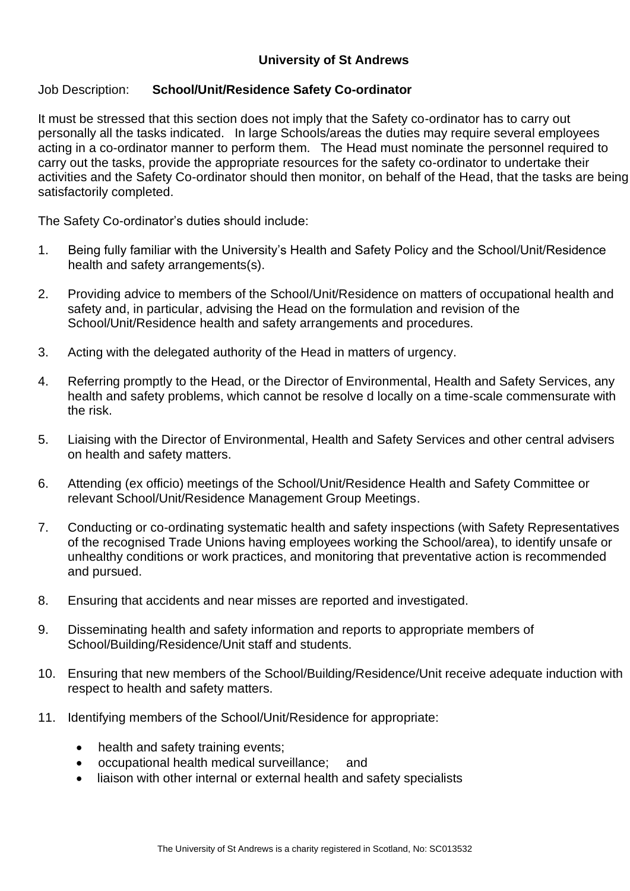**University of St Andrews**

Job Description: **School/Unit/Residence Safety Co-ordinator**

It must be stressed that this section does not imply that the Safety co-ordinator has to carry out personally all the tasks indicated. In large Schools/areas the duties may require several employees acting in a co-ordinator manner to perform them. The Head must nominate the personnel required to carry out the tasks, provide the appropriate resources for the safety co-ordinator to undertake their activities and the Safety Co-ordinator should then monitor, on behalf of the Head, that the tasks are being satisfactorily completed.

The Safety Co-ordinator's duties should include:

1. Being fully familiar with the University's Health and Safety Policy and the School/Unit/Residence health and safety arrangements(s).
2. Providing advice to members of the School/Unit/Residence on matters of occupational health and safety and, in particular, advising the Head on the formulation and revision of the School/Unit/Residence health and safety arrangements and procedures.
3. Acting with the delegated authority of the Head in matters of urgency.
4. Referring promptly to the Head, or the Director of Environmental, Health and Safety Services, any health and safety problems, which cannot be resolve d locally on a time-scale commensurate with the risk.
5. Liaising with the Director of Environmental, Health and Safety Services and other central advisers on health and safety matters.
6. Attending (ex officio) meetings of the School/Unit/Residence Health and Safety Committee or relevant School/Unit/Residence Management Group Meetings.
7. Conducting or co-ordinating systematic health and safety inspections (with Safety Representatives of the recognised Trade Unions having employees working the School/area), to identify unsafe or unhealthy conditions or work practices, and monitoring that preventative action is recommended and pursued.
8. Ensuring that accidents and near misses are reported and investigated.
9. Disseminating health and safety information and reports to appropriate members of School/Building/Residence/Unit staff and students.
10. Ensuring that new members of the School/Building/Residence/Unit receive adequate induction with respect to health and safety matters.
11. Identifying members of the School/Unit/Residence for appropriate:
    - health and safety training events;
    - occupational health medical surveillance; and
    - liaison with other internal or external health and safety specialists

The University of St Andrews is a charity registered in Scotland, No: SC013532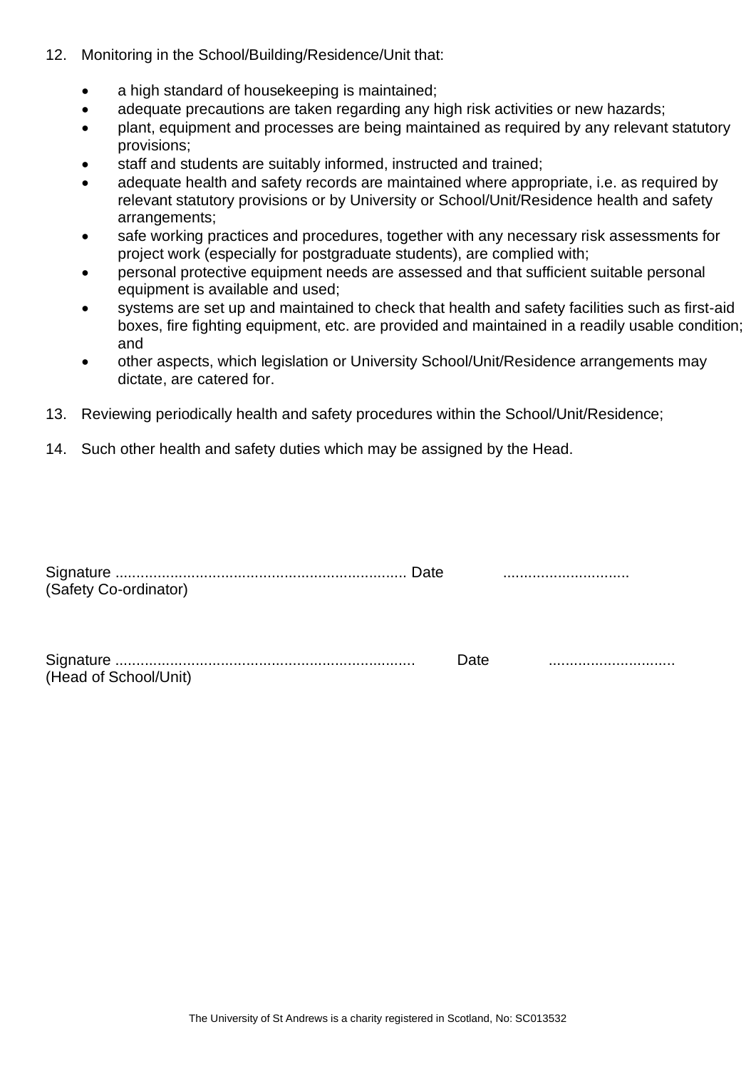12. Monitoring in the School/Building/Residence/Unit that:

    - a high standard of housekeeping is maintained;
    - adequate precautions are taken regarding any high risk activities or new hazards;
    - plant, equipment and processes are being maintained as required by any relevant statutory provisions;
    - staff and students are suitably informed, instructed and trained;
    - adequate health and safety records are maintained where appropriate, i.e. as required by relevant statutory provisions or by University or School/Unit/Residence health and safety arrangements;
    - safe working practices and procedures, together with any necessary risk assessments for project work (especially for postgraduate students), are complied with;
    - personal protective equipment needs are assessed and that sufficient suitable personal equipment is available and used;
    - systems are set up and maintained to check that health and safety facilities such as first-aid boxes, fire fighting equipment, etc. are provided and maintained in a readily usable condition; and
    - other aspects, which legislation or University School/Unit/Residence arrangements may dictate, are catered for.

13. Reviewing periodically health and safety procedures within the School/Unit/Residence;

14. Such other health and safety duties which may be assigned by the Head.

Signature ..................................................................... Date .............................
(Safety Co-ordinator)

Signature ...................................................................... Date .............................
(Head of School/Unit)

The University of St Andrews is a charity registered in Scotland, No: SC013532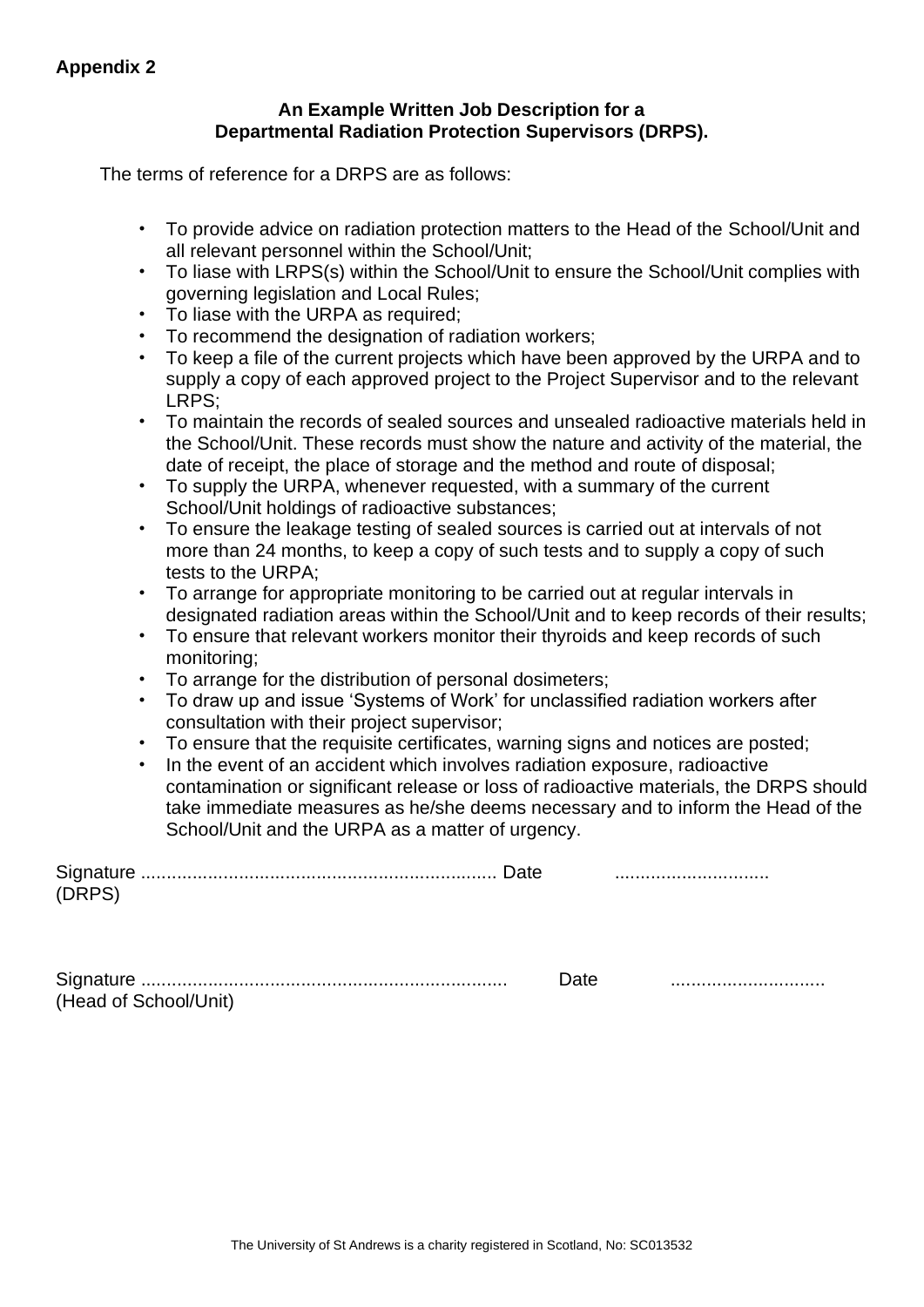**Appendix 2**

**An Example Written Job Description for a Departmental Radiation Protection Supervisors (DRPS).**

The terms of reference for a DRPS are as follows:

- To provide advice on radiation protection matters to the Head of the School/Unit and all relevant personnel within the School/Unit;
- To liase with LRPS(s) within the School/Unit to ensure the School/Unit complies with governing legislation and Local Rules;
- To liase with the URPA as required;
- To recommend the designation of radiation workers;
- To keep a file of the current projects which have been approved by the URPA and to supply a copy of each approved project to the Project Supervisor and to the relevant LRPS;
- To maintain the records of sealed sources and unsealed radioactive materials held in the School/Unit. These records must show the nature and activity of the material, the date of receipt, the place of storage and the method and route of disposal;
- To supply the URPA, whenever requested, with a summary of the current School/Unit holdings of radioactive substances;
- To ensure the leakage testing of sealed sources is carried out at intervals of not more than 24 months, to keep a copy of such tests and to supply a copy of such tests to the URPA;
- To arrange for appropriate monitoring to be carried out at regular intervals in designated radiation areas within the School/Unit and to keep records of their results;
- To ensure that relevant workers monitor their thyroids and keep records of such monitoring;
- To arrange for the distribution of personal dosimeters;
- To draw up and issue 'Systems of Work' for unclassified radiation workers after consultation with their project supervisor;
- To ensure that the requisite certificates, warning signs and notices are posted;
- In the event of an accident which involves radiation exposure, radioactive contamination or significant release or loss of radioactive materials, the DRPS should take immediate measures as he/she deems necessary and to inform the Head of the School/Unit and the URPA as a matter of urgency.

Signature ..................................................................... Date ..............................
(DRPS)

Signature ....................................................................... Date ..............................
(Head of School/Unit)

The University of St Andrews is a charity registered in Scotland, No: SC013532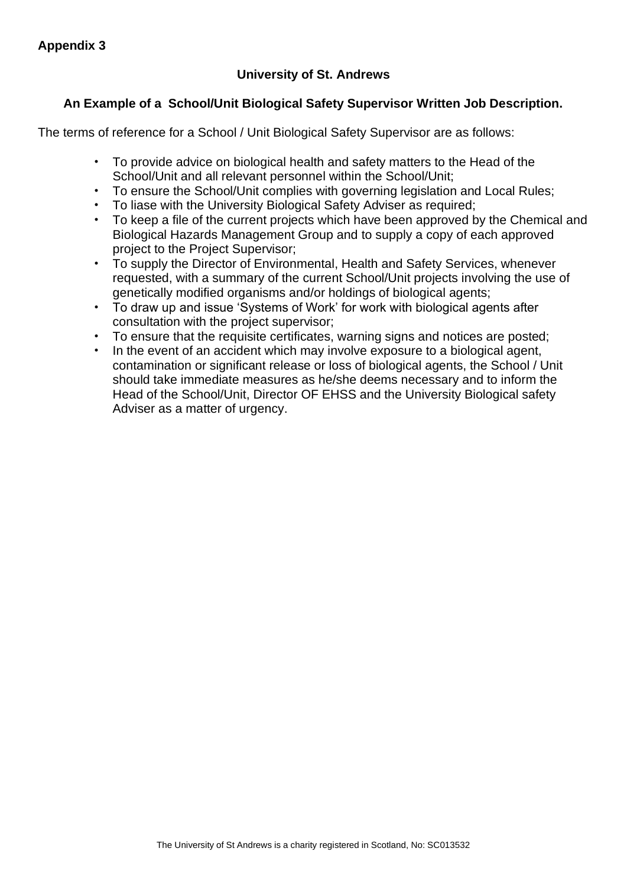**Appendix 3**

**University of St. Andrews**

**An Example of a School/Unit Biological Safety Supervisor Written Job Description.**

The terms of reference for a School / Unit Biological Safety Supervisor are as follows:

- To provide advice on biological health and safety matters to the Head of the School/Unit and all relevant personnel within the School/Unit;
- To ensure the School/Unit complies with governing legislation and Local Rules;
- To liase with the University Biological Safety Adviser as required;
- To keep a file of the current projects which have been approved by the Chemical and Biological Hazards Management Group and to supply a copy of each approved project to the Project Supervisor;
- To supply the Director of Environmental, Health and Safety Services, whenever requested, with a summary of the current School/Unit projects involving the use of genetically modified organisms and/or holdings of biological agents;
- To draw up and issue 'Systems of Work' for work with biological agents after consultation with the project supervisor;
- To ensure that the requisite certificates, warning signs and notices are posted;
- In the event of an accident which may involve exposure to a biological agent, contamination or significant release or loss of biological agents, the School / Unit should take immediate measures as he/she deems necessary and to inform the Head of the School/Unit, Director OF EHSS and the University Biological safety Adviser as a matter of urgency.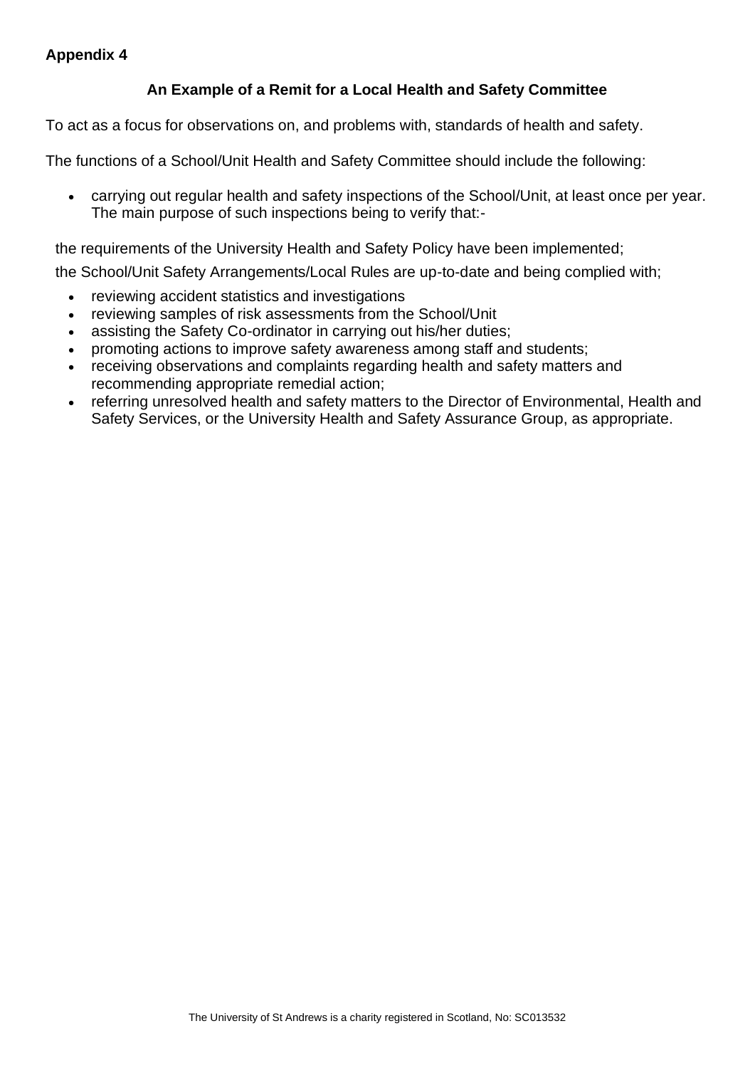**Appendix 4**

**An Example of a Remit for a Local Health and Safety Committee**

To act as a focus for observations on, and problems with, standards of health and safety.

The functions of a School/Unit Health and Safety Committee should include the following:

- carrying out regular health and safety inspections of the School/Unit, at least once per year. The main purpose of such inspections being to verify that:-

  the requirements of the University Health and Safety Policy have been implemented;

  the School/Unit Safety Arrangements/Local Rules are up-to-date and being complied with;

- reviewing accident statistics and investigations
- reviewing samples of risk assessments from the School/Unit
- assisting the Safety Co-ordinator in carrying out his/her duties;
- promoting actions to improve safety awareness among staff and students;
- receiving observations and complaints regarding health and safety matters and recommending appropriate remedial action;
- referring unresolved health and safety matters to the Director of Environmental, Health and Safety Services, or the University Health and Safety Assurance Group, as appropriate.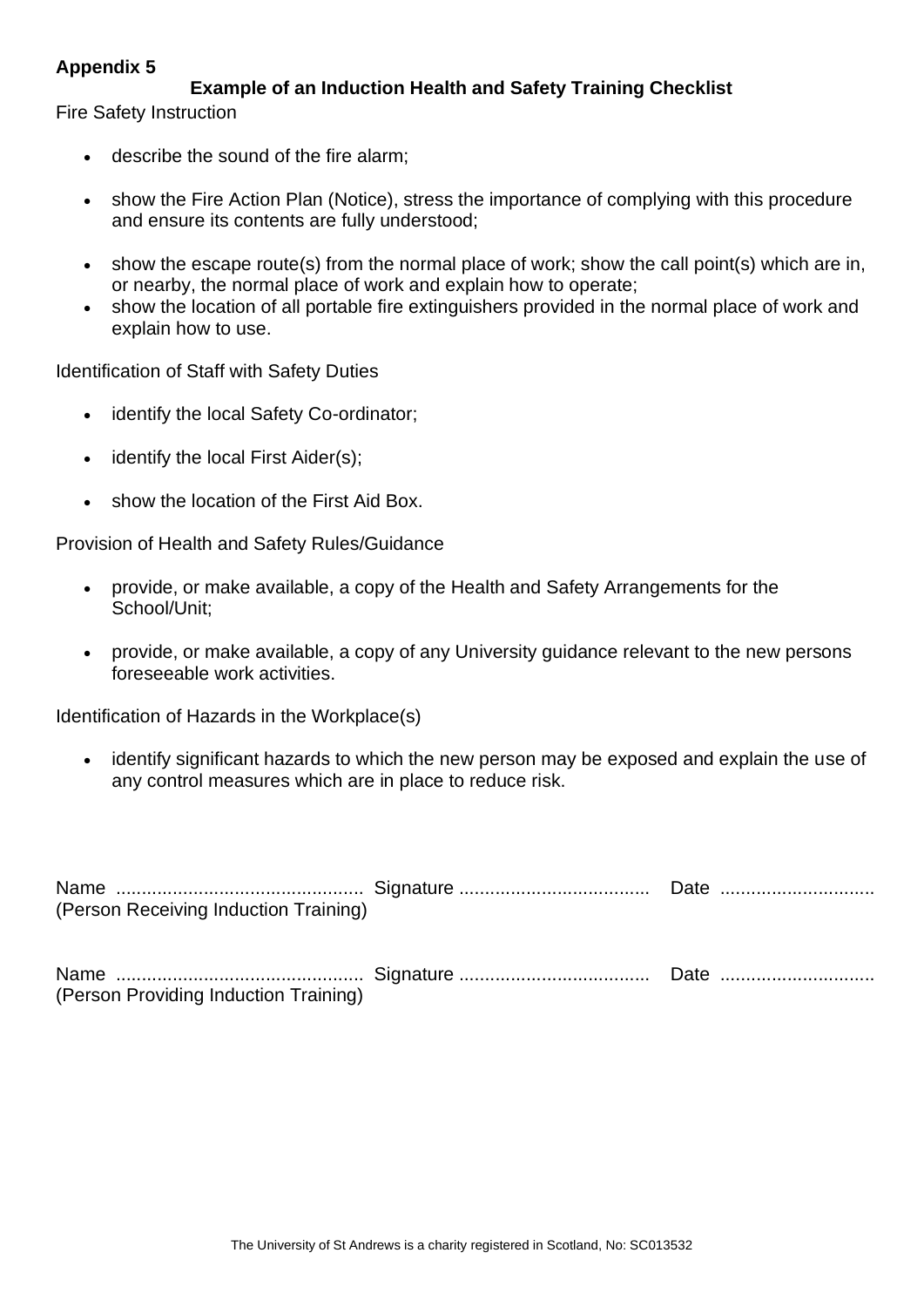**Appendix 5**

## Example of an Induction Health and Safety Training Checklist

Fire Safety Instruction

- describe the sound of the fire alarm;
- show the Fire Action Plan (Notice), stress the importance of complying with this procedure and ensure its contents are fully understood;
- show the escape route(s) from the normal place of work; show the call point(s) which are in, or nearby, the normal place of work and explain how to operate;
- show the location of all portable fire extinguishers provided in the normal place of work and explain how to use.

Identification of Staff with Safety Duties

- identify the local Safety Co-ordinator;
- identify the local First Aider(s);
- show the location of the First Aid Box.

Provision of Health and Safety Rules/Guidance

- provide, or make available, a copy of the Health and Safety Arrangements for the School/Unit;
- provide, or make available, a copy of any University guidance relevant to the new persons foreseeable work activities.

Identification of Hazards in the Workplace(s)

- identify significant hazards to which the new person may be exposed and explain the use of any control measures which are in place to reduce risk.

Name ............................................... Signature .................................... Date .............................
(Person Receiving Induction Training)

Name ............................................... Signature .................................... Date .............................
(Person Providing Induction Training)

The University of St Andrews is a charity registered in Scotland, No: SC013532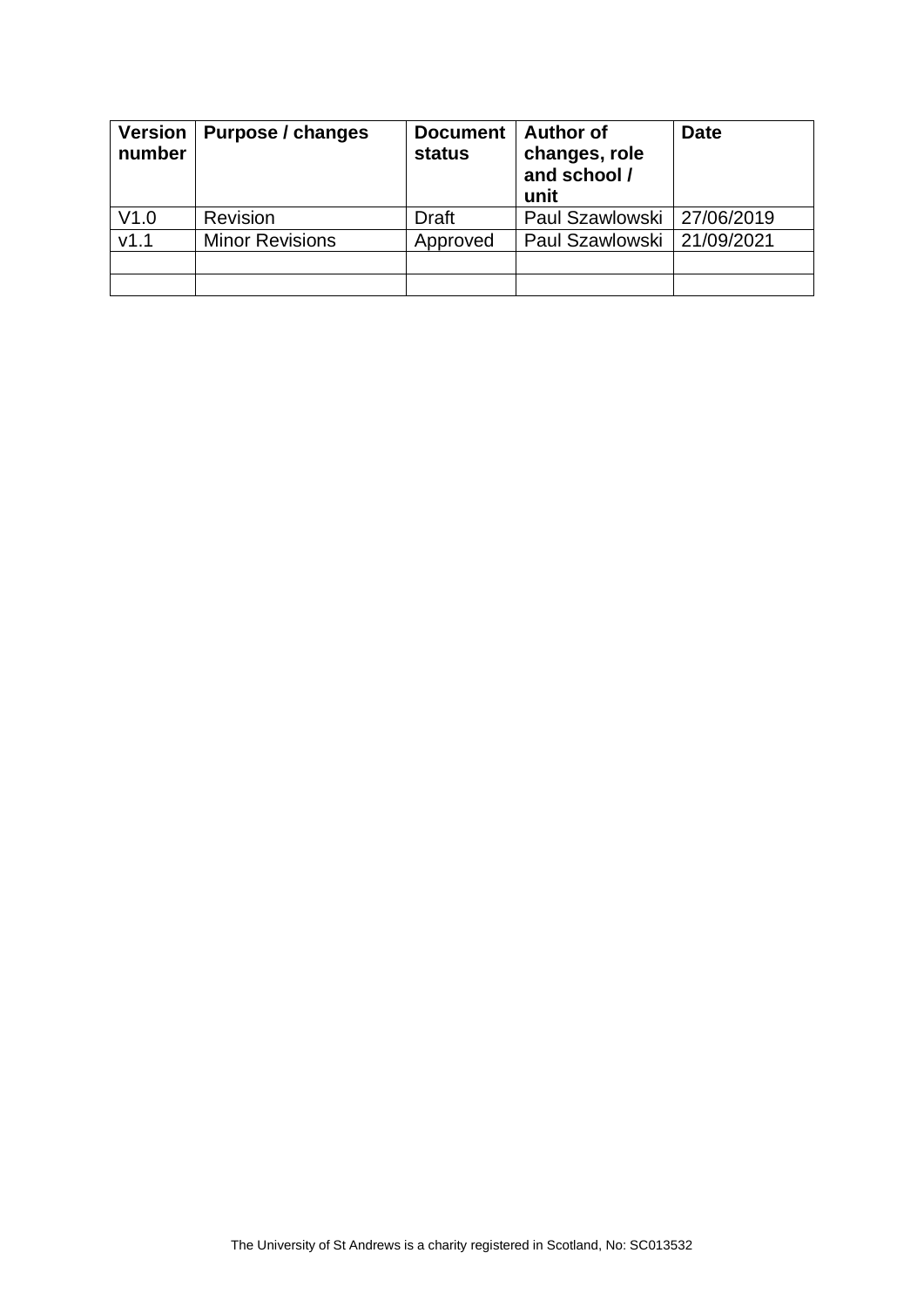| Version number | Purpose / changes | Document status | Author of changes, role and school / unit | Date |
| --- | --- | --- | --- | --- |
| V1.0 | Revision | Draft | Paul Szawlowski | 27/06/2019 |
| v1.1 | Minor Revisions | Approved | Paul Szawlowski | 21/09/2021 |
| | | | | |
| | | | | |